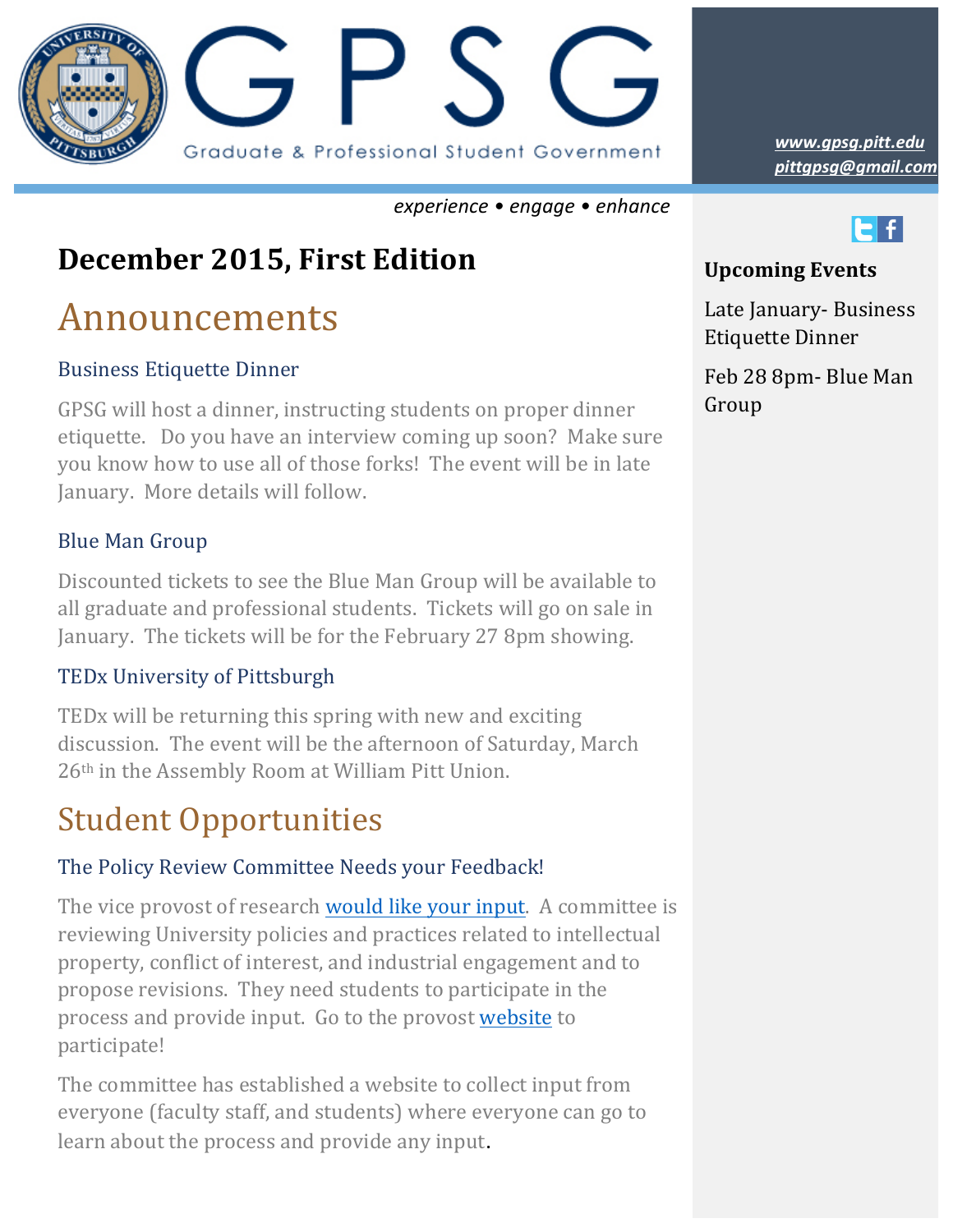# GPSG

Graduate & Professional Student Government

*www.gpsg.pitt.edu*
*pittgpsg@gmail.com*

*experience • engage • enhance*

## December 2015, First Edition

# Announcements

### Business Etiquette Dinner

GPSG will host a dinner, instructing students on proper dinner etiquette. Do you have an interview coming up soon? Make sure you know how to use all of those forks! The event will be in late January. More details will follow.

### Blue Man Group

Discounted tickets to see the Blue Man Group will be available to all graduate and professional students. Tickets will go on sale in January. The tickets will be for the February 27 8pm showing.

### TEDx University of Pittsburgh

TEDx will be returning this spring with new and exciting discussion. The event will be the afternoon of Saturday, March 26th in the Assembly Room at William Pitt Union.

# Student Opportunities

### The Policy Review Committee Needs your Feedback!

The vice provost of research would like your input. A committee is reviewing University policies and practices related to intellectual property, conflict of interest, and industrial engagement and to propose revisions. They need students to participate in the process and provide input. Go to the provost website to participate!

The committee has established a website to collect input from everyone (faculty staff, and students) where everyone can go to learn about the process and provide any input.

**Upcoming Events**

Late January- Business Etiquette Dinner

Feb 28 8pm- Blue Man Group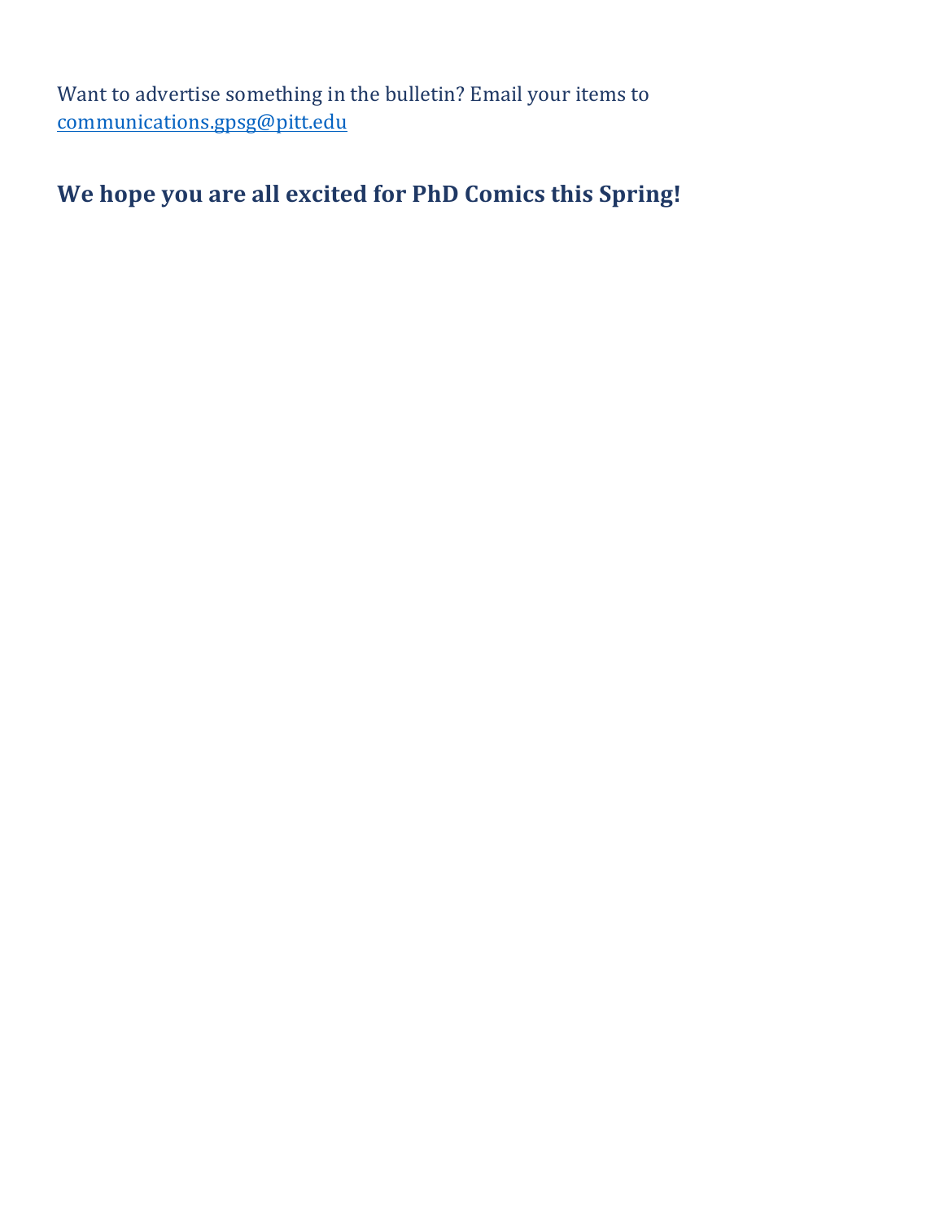Want to advertise something in the bulletin? Email your items to [communications.gpsg@pitt.edu](mailto:communications.gpsg@pitt.edu)

## We hope you are all excited for PhD Comics this Spring!